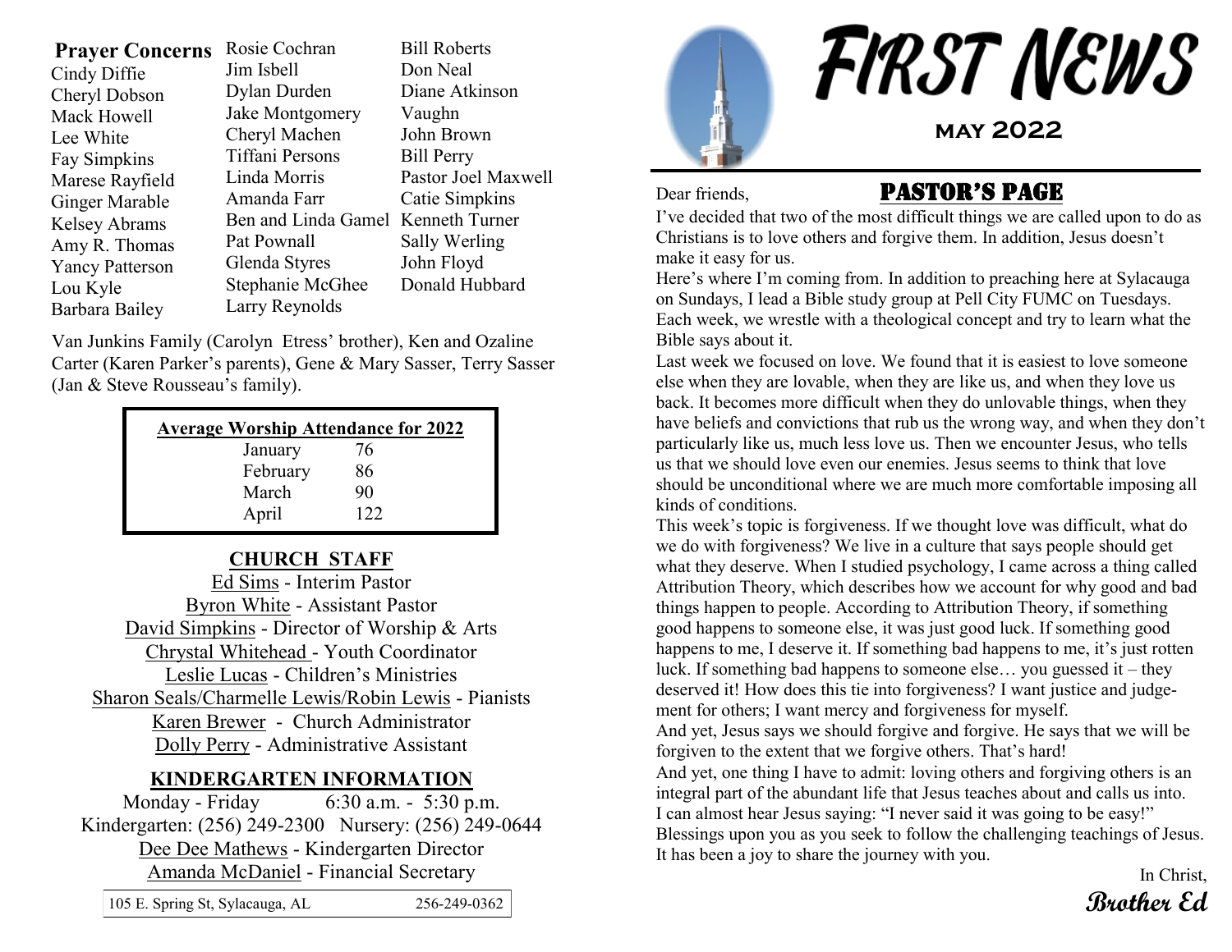## Prayer Concerns

Cindy Diffie
Cheryl Dobson
Mack Howell
Lee White
Fay Simpkins
Marese Rayfield
Ginger Marable
Kelsey Abrams
Amy R. Thomas
Yancy Patterson
Lou Kyle
Barbara Bailey
Rosie Cochran
Jim Isbell
Dylan Durden
Jake Montgomery
Cheryl Machen
Tiffani Persons
Linda Morris
Amanda Farr
Ben and Linda Gamel
Pat Pownall
Glenda Styres
Stephanie McGhee
Larry Reynolds
Bill Roberts
Don Neal
Diane Atkinson
Vaughn
John Brown
Bill Perry
Pastor Joel Maxwell
Catie Simpkins
Kenneth Turner
Sally Werling
John Floyd
Donald Hubbard

Van Junkins Family (Carolyn Etress' brother), Ken and Ozaline Carter (Karen Parker's parents), Gene & Mary Sasser, Terry Sasser (Jan & Steve Rousseau's family).

| Average Worship Attendance for 2022 | |
|---|---|
| January | 76 |
| February | 86 |
| March | 90 |
| April | 122 |

## CHURCH STAFF

Ed Sims - Interim Pastor
Byron White - Assistant Pastor
David Simpkins - Director of Worship & Arts
Chrystal Whitehead - Youth Coordinator
Leslie Lucas - Children's Ministries
Sharon Seals/Charmelle Lewis/Robin Lewis - Pianists
Karen Brewer - Church Administrator
Dolly Perry - Administrative Assistant

## KINDERGARTEN INFORMATION

Monday - Friday 6:30 a.m. - 5:30 p.m.
Kindergarten: (256) 249-2300 Nursery: (256) 249-0644
Dee Dee Mathews - Kindergarten Director
Amanda McDaniel - Financial Secretary

105 E. Spring St, Sylacauga, AL 256-249-0362

# FIRST NEWS

**MAY 2022**

## PASTOR'S PAGE

Dear friends,

I've decided that two of the most difficult things we are called upon to do as Christians is to love others and forgive them. In addition, Jesus doesn't make it easy for us.

Here's where I'm coming from. In addition to preaching here at Sylacauga on Sundays, I lead a Bible study group at Pell City FUMC on Tuesdays. Each week, we wrestle with a theological concept and try to learn what the Bible says about it.

Last week we focused on love. We found that it is easiest to love someone else when they are lovable, when they are like us, and when they love us back. It becomes more difficult when they do unlovable things, when they have beliefs and convictions that rub us the wrong way, and when they don't particularly like us, much less love us. Then we encounter Jesus, who tells us that we should love even our enemies. Jesus seems to think that love should be unconditional where we are much more comfortable imposing all kinds of conditions.

This week's topic is forgiveness. If we thought love was difficult, what do we do with forgiveness? We live in a culture that says people should get what they deserve. When I studied psychology, I came across a thing called Attribution Theory, which describes how we account for why good and bad things happen to people. According to Attribution Theory, if something good happens to someone else, it was just good luck. If something good happens to me, I deserve it. If something bad happens to me, it's just rotten luck. If something bad happens to someone else… you guessed it – they deserved it! How does this tie into forgiveness? I want justice and judgement for others; I want mercy and forgiveness for myself.

And yet, Jesus says we should forgive and forgive. He says that we will be forgiven to the extent that we forgive others. That's hard!

And yet, one thing I have to admit: loving others and forgiving others is an integral part of the abundant life that Jesus teaches about and calls us into.

I can almost hear Jesus saying: "I never said it was going to be easy!"

Blessings upon you as you seek to follow the challenging teachings of Jesus. It has been a joy to share the journey with you.

In Christ,
*Brother Ed*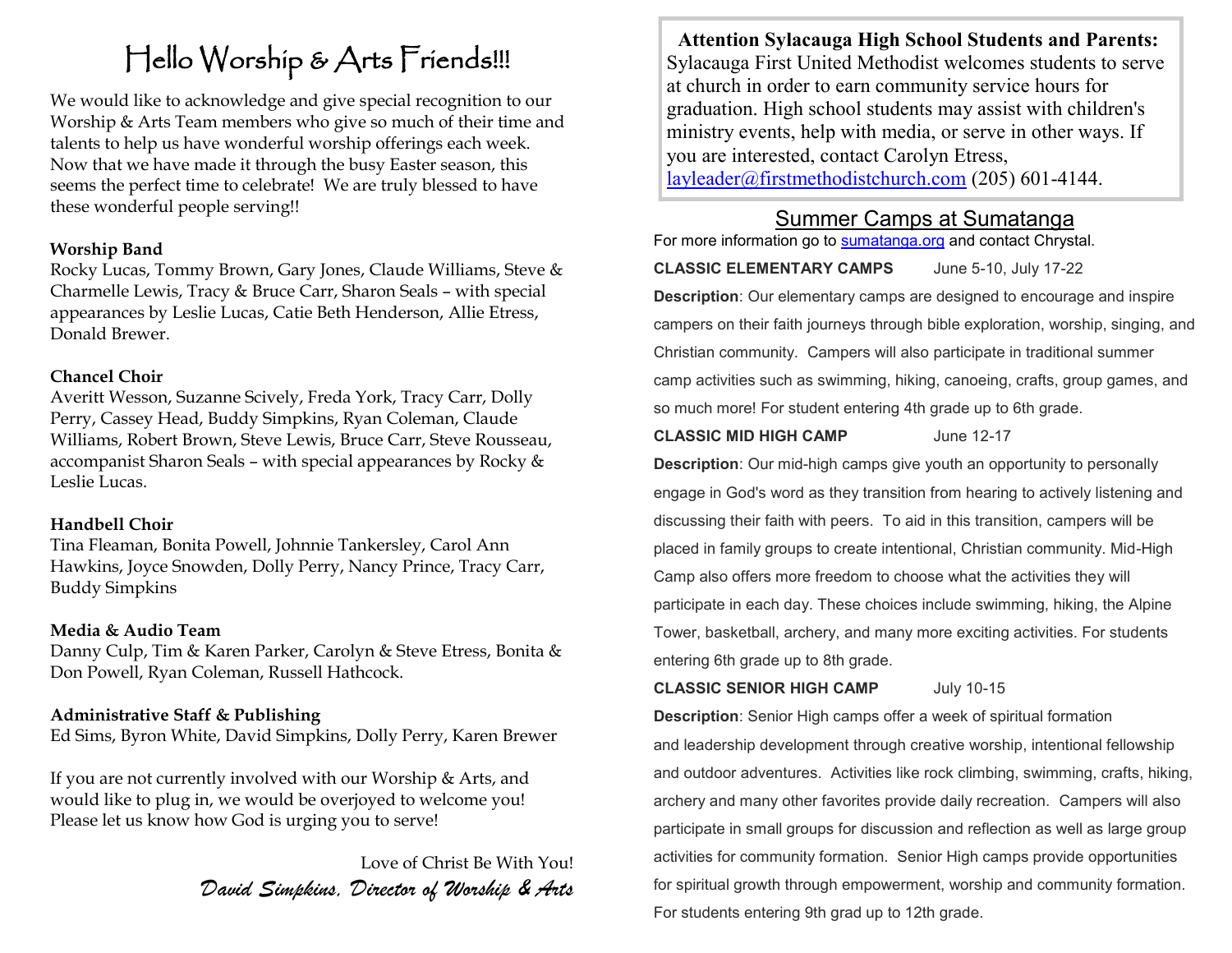# Hello Worship & Arts Friends!!!

We would like to acknowledge and give special recognition to our Worship & Arts Team members who give so much of their time and talents to help us have wonderful worship offerings each week. Now that we have made it through the busy Easter season, this seems the perfect time to celebrate! We are truly blessed to have these wonderful people serving!!

**Worship Band**
Rocky Lucas, Tommy Brown, Gary Jones, Claude Williams, Steve & Charmelle Lewis, Tracy & Bruce Carr, Sharon Seals – with special appearances by Leslie Lucas, Catie Beth Henderson, Allie Etress, Donald Brewer.

**Chancel Choir**
Averitt Wesson, Suzanne Scively, Freda York, Tracy Carr, Dolly Perry, Cassey Head, Buddy Simpkins, Ryan Coleman, Claude Williams, Robert Brown, Steve Lewis, Bruce Carr, Steve Rousseau, accompanist Sharon Seals – with special appearances by Rocky & Leslie Lucas.

**Handbell Choir**
Tina Fleaman, Bonita Powell, Johnnie Tankersley, Carol Ann Hawkins, Joyce Snowden, Dolly Perry, Nancy Prince, Tracy Carr, Buddy Simpkins

**Media & Audio Team**
Danny Culp, Tim & Karen Parker, Carolyn & Steve Etress, Bonita & Don Powell, Ryan Coleman, Russell Hathcock.

**Administrative Staff & Publishing**
Ed Sims, Byron White, David Simpkins, Dolly Perry, Karen Brewer

If you are not currently involved with our Worship & Arts, and would like to plug in, we would be overjoyed to welcome you! Please let us know how God is urging you to serve!

Love of Christ Be With You!
*David Simpkins, Director of Worship & Arts*

**Attention Sylacauga High School Students and Parents:** Sylacauga First United Methodist welcomes students to serve at church in order to earn community service hours for graduation. High school students may assist with children's ministry events, help with media, or serve in other ways. If you are interested, contact Carolyn Etress, layleader@firstmethodistchurch.com (205) 601-4144.

## Summer Camps at Sumatanga

For more information go to sumatanga.org and contact Chrystal.

**CLASSIC ELEMENTARY CAMPS** June 5-10, July 17-22

**Description**: Our elementary camps are designed to encourage and inspire campers on their faith journeys through bible exploration, worship, singing, and Christian community. Campers will also participate in traditional summer camp activities such as swimming, hiking, canoeing, crafts, group games, and so much more! For student entering 4th grade up to 6th grade.

**CLASSIC MID HIGH CAMP** June 12-17

**Description**: Our mid-high camps give youth an opportunity to personally engage in God's word as they transition from hearing to actively listening and discussing their faith with peers. To aid in this transition, campers will be placed in family groups to create intentional, Christian community. Mid-High Camp also offers more freedom to choose what the activities they will participate in each day. These choices include swimming, hiking, the Alpine Tower, basketball, archery, and many more exciting activities. For students entering 6th grade up to 8th grade.

**CLASSIC SENIOR HIGH CAMP** July 10-15

**Description**: Senior High camps offer a week of spiritual formation and leadership development through creative worship, intentional fellowship and outdoor adventures. Activities like rock climbing, swimming, crafts, hiking, archery and many other favorites provide daily recreation. Campers will also participate in small groups for discussion and reflection as well as large group activities for community formation. Senior High camps provide opportunities for spiritual growth through empowerment, worship and community formation. For students entering 9th grad up to 12th grade.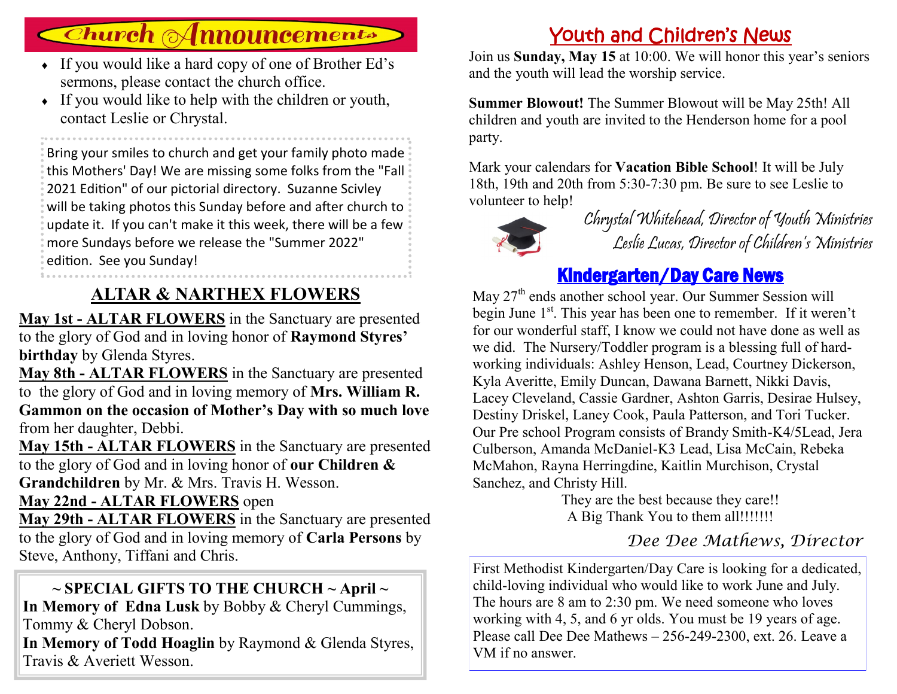# Church Announcements

- If you would like a hard copy of one of Brother Ed's sermons, please contact the church office.
- If you would like to help with the children or youth, contact Leslie or Chrystal.

Bring your smiles to church and get your family photo made this Mothers' Day! We are missing some folks from the "Fall 2021 Edition" of our pictorial directory. Suzanne Scivley will be taking photos this Sunday before and after church to update it. If you can't make it this week, there will be a few more Sundays before we release the "Summer 2022" edition. See you Sunday!

## ALTAR & NARTHEX FLOWERS

**May 1st - ALTAR FLOWERS** in the Sanctuary are presented to the glory of God and in loving honor of **Raymond Styres' birthday** by Glenda Styres.

**May 8th - ALTAR FLOWERS** in the Sanctuary are presented to the glory of God and in loving memory of **Mrs. William R. Gammon on the occasion of Mother's Day with so much love** from her daughter, Debbi.

**May 15th - ALTAR FLOWERS** in the Sanctuary are presented to the glory of God and in loving honor of **our Children & Grandchildren** by Mr. & Mrs. Travis H. Wesson.

**May 22nd - ALTAR FLOWERS** open

**May 29th - ALTAR FLOWERS** in the Sanctuary are presented to the glory of God and in loving memory of **Carla Persons** by Steve, Anthony, Tiffani and Chris.

**~ SPECIAL GIFTS TO THE CHURCH ~ April ~**

**In Memory of Edna Lusk** by Bobby & Cheryl Cummings, Tommy & Cheryl Dobson.

**In Memory of Todd Hoaglin** by Raymond & Glenda Styres, Travis & Averiett Wesson.

## Youth and Children's News

Join us **Sunday, May 15** at 10:00. We will honor this year's seniors and the youth will lead the worship service.

**Summer Blowout!** The Summer Blowout will be May 25th! All children and youth are invited to the Henderson home for a pool party.

Mark your calendars for **Vacation Bible School**! It will be July 18th, 19th and 20th from 5:30-7:30 pm. Be sure to see Leslie to volunteer to help!

*Chrystal Whitehead, Director of Youth Ministries*
*Leslie Lucas, Director of Children's Ministries*

## Kindergarten/Day Care News

May 27th ends another school year. Our Summer Session will begin June 1st. This year has been one to remember. If it weren't for our wonderful staff, I know we could not have done as well as we did. The Nursery/Toddler program is a blessing full of hard-working individuals: Ashley Henson, Lead, Courtney Dickerson, Kyla Averitte, Emily Duncan, Dawana Barnett, Nikki Davis, Lacey Cleveland, Cassie Gardner, Ashton Garris, Desirae Hulsey, Destiny Driskel, Laney Cook, Paula Patterson, and Tori Tucker. Our Pre school Program consists of Brandy Smith-K4/5Lead, Jera Culberson, Amanda McDaniel-K3 Lead, Lisa McCain, Rebeka McMahon, Rayna Herringdine, Kaitlin Murchison, Crystal Sanchez, and Christy Hill.

They are the best because they care!!
A Big Thank You to them all!!!!!!!

*Dee Dee Mathews, Director*

First Methodist Kindergarten/Day Care is looking for a dedicated, child-loving individual who would like to work June and July. The hours are 8 am to 2:30 pm. We need someone who loves working with 4, 5, and 6 yr olds. You must be 19 years of age. Please call Dee Dee Mathews – 256-249-2300, ext. 26. Leave a VM if no answer.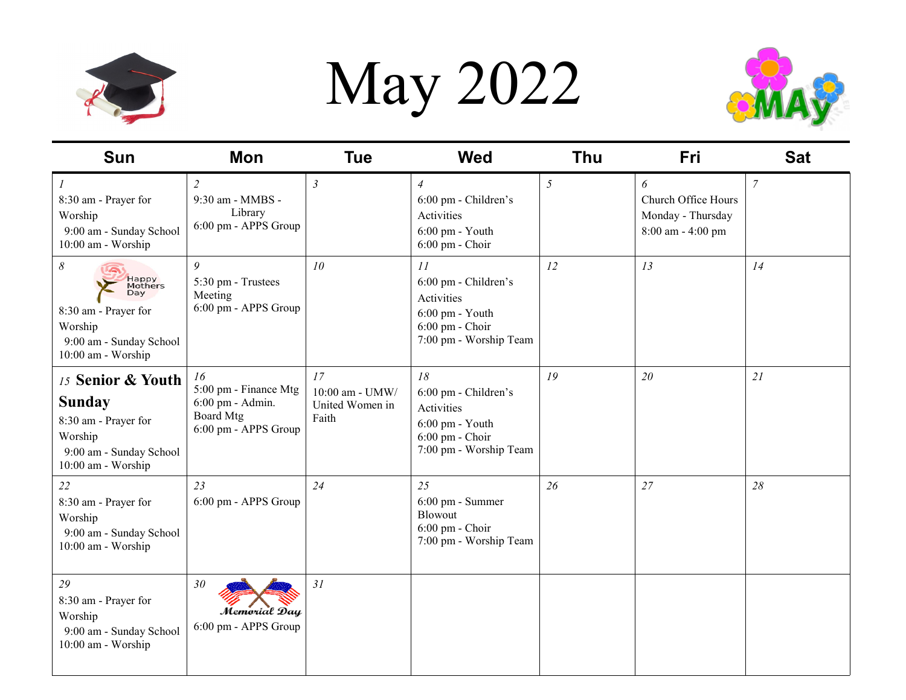# May 2022

| Sun | Mon | Tue | Wed | Thu | Fri | Sat |
|---|---|---|---|---|---|---|
| 1<br>8:30 am - Prayer for Worship<br>9:00 am - Sunday School<br>10:00 am - Worship | 2<br>9:30 am - MMBS - Library<br>6:00 pm - APPS Group | 3 | 4<br>6:00 pm - Children's Activities<br>6:00 pm - Youth<br>6:00 pm - Choir | 5 | 6<br>Church Office Hours Monday - Thursday 8:00 am - 4:00 pm | 7 |
| 8<br>Happy Mothers Day<br>8:30 am - Prayer for Worship<br>9:00 am - Sunday School<br>10:00 am - Worship | 9<br>5:30 pm - Trustees Meeting<br>6:00 pm - APPS Group | 10 | 11<br>6:00 pm - Children's Activities<br>6:00 pm - Youth<br>6:00 pm - Choir<br>7:00 pm - Worship Team | 12 | 13 | 14 |
| 15 **Senior & Youth Sunday**<br>8:30 am - Prayer for Worship<br>9:00 am - Sunday School<br>10:00 am - Worship | 16<br>5:00 pm - Finance Mtg<br>6:00 pm - Admin. Board Mtg<br>6:00 pm - APPS Group | 17<br>10:00 am - UMW/ United Women in Faith | 18<br>6:00 pm - Children's Activities<br>6:00 pm - Youth<br>6:00 pm - Choir<br>7:00 pm - Worship Team | 19 | 20 | 21 |
| 22<br>8:30 am - Prayer for Worship<br>9:00 am - Sunday School<br>10:00 am - Worship | 23<br>6:00 pm - APPS Group | 24 | 25<br>6:00 pm - Summer Blowout<br>6:00 pm - Choir<br>7:00 pm - Worship Team | 26 | 27 | 28 |
| 29<br>8:30 am - Prayer for Worship<br>9:00 am - Sunday School<br>10:00 am - Worship | 30<br>Memorial Day<br>6:00 pm - APPS Group | 31 | | | | |